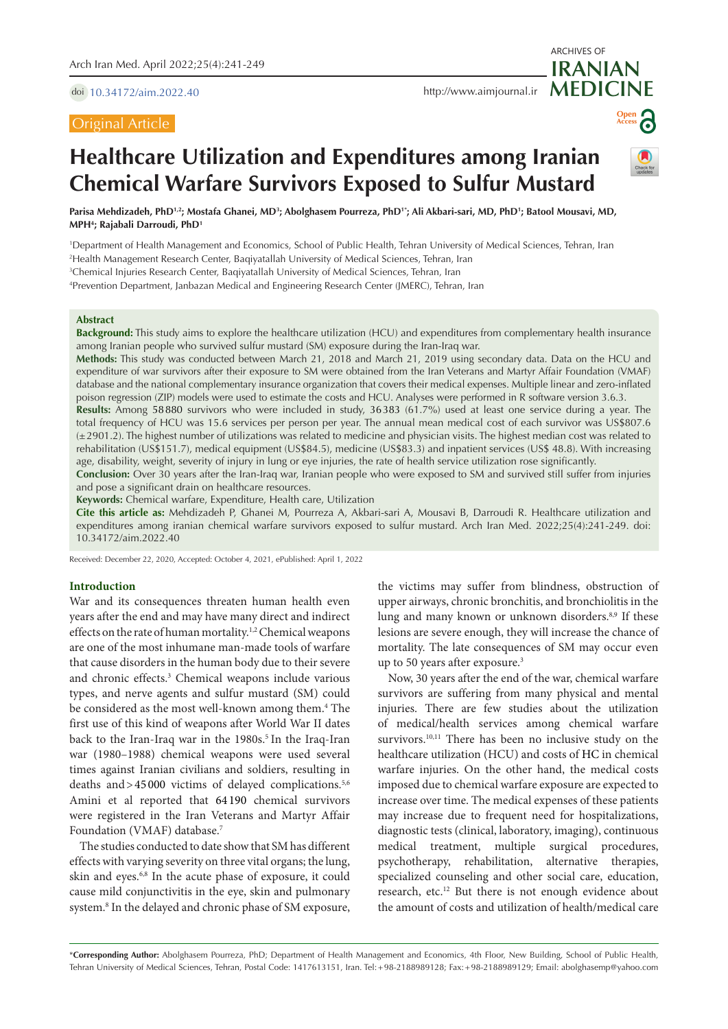Original Article

# Healthcare Utilization and Expenditures among Iranian Chemical Warfare Survivors Exposed to Sulfur Mustard

**Parisa Mehdizadeh, PhD[1,2]; Mostafa Ghanei, MD[3]; Abolghasem Pourreza, PhD[1*]; Ali Akbari-sari, MD, PhD[1]; Batool Mousavi, MD, MPH[4]; Rajabali Darroudi, PhD[1]**

[1]Department of Health Management and Economics, School of Public Health, Tehran University of Medical Sciences, Tehran, Iran
[2]Health Management Research Center, Baqiyatallah University of Medical Sciences, Tehran, Iran
[3]Chemical Injuries Research Center, Baqiyatallah University of Medical Sciences, Tehran, Iran
[4]Prevention Department, Janbazan Medical and Engineering Research Center (JMERC), Tehran, Iran

## Abstract

**Background:** This study aims to explore the healthcare utilization (HCU) and expenditures from complementary health insurance among Iranian people who survived sulfur mustard (SM) exposure during the Iran-Iraq war.

**Methods:** This study was conducted between March 21, 2018 and March 21, 2019 using secondary data. Data on the HCU and expenditure of war survivors after their exposure to SM were obtained from the Iran Veterans and Martyr Affair Foundation (VMAF) database and the national complementary insurance organization that covers their medical expenses. Multiple linear and zero-inflated poison regression (ZIP) models were used to estimate the costs and HCU. Analyses were performed in R software version 3.6.3.

**Results:** Among 58 880 survivors who were included in study, 36 383 (61.7%) used at least one service during a year. The total frequency of HCU was 15.6 services per person per year. The annual mean medical cost of each survivor was US$807.6 (±2901.2). The highest number of utilizations was related to medicine and physician visits. The highest median cost was related to rehabilitation (US$151.7), medical equipment (US$84.5), medicine (US$83.3) and inpatient services (US$ 48.8). With increasing age, disability, weight, severity of injury in lung or eye injuries, the rate of health service utilization rose significantly.

**Conclusion:** Over 30 years after the Iran-Iraq war, Iranian people who were exposed to SM and survived still suffer from injuries and pose a significant drain on healthcare resources.

**Keywords:** Chemical warfare, Expenditure, Health care, Utilization

**Cite this article as:** Mehdizadeh P, Ghanei M, Pourreza A, Akbari-sari A, Mousavi B, Darroudi R. Healthcare utilization and expenditures among iranian chemical warfare survivors exposed to sulfur mustard. Arch Iran Med. 2022;25(4):241-249. doi: 10.34172/aim.2022.40

Received: December 22, 2020, Accepted: October 4, 2021, ePublished: April 1, 2022

## Introduction

War and its consequences threaten human health even years after the end and may have many direct and indirect effects on the rate of human mortality.[1,2] Chemical weapons are one of the most inhumane man-made tools of warfare that cause disorders in the human body due to their severe and chronic effects.[3] Chemical weapons include various types, and nerve agents and sulfur mustard (SM) could be considered as the most well-known among them.[4] The first use of this kind of weapons after World War II dates back to the Iran-Iraq war in the 1980s.[5] In the Iraq-Iran war (1980–1988) chemical weapons were used several times against Iranian civilians and soldiers, resulting in deaths and > 45 000 victims of delayed complications.[5,6] Amini et al reported that 64 190 chemical survivors were registered in the Iran Veterans and Martyr Affair Foundation (VMAF) database.[7]

The studies conducted to date show that SM has different effects with varying severity on three vital organs; the lung, skin and eyes.[6,8] In the acute phase of exposure, it could cause mild conjunctivitis in the eye, skin and pulmonary system.[8] In the delayed and chronic phase of SM exposure, the victims may suffer from blindness, obstruction of upper airways, chronic bronchitis, and bronchiolitis in the lung and many known or unknown disorders.[8,9] If these lesions are severe enough, they will increase the chance of mortality. The late consequences of SM may occur even up to 50 years after exposure.[3]

Now, 30 years after the end of the war, chemical warfare survivors are suffering from many physical and mental injuries. There are few studies about the utilization of medical/health services among chemical warfare survivors.[10,11] There has been no inclusive study on the healthcare utilization (HCU) and costs of HC in chemical warfare injuries. On the other hand, the medical costs imposed due to chemical warfare exposure are expected to increase over time. The medical expenses of these patients may increase due to frequent need for hospitalizations, diagnostic tests (clinical, laboratory, imaging), continuous medical treatment, multiple surgical procedures, psychotherapy, rehabilitation, alternative therapies, specialized counseling and other social care, education, research, etc.[12] But there is not enough evidence about the amount of costs and utilization of health/medical care

*Corresponding Author: Abolghasem Pourreza, PhD; Department of Health Management and Economics, 4th Floor, New Building, School of Public Health, Tehran University of Medical Sciences, Tehran, Postal Code: 1417613151, Iran. Tel: +98-2188989128; Fax: +98-2188989129; Email: abolghasemp@yahoo.com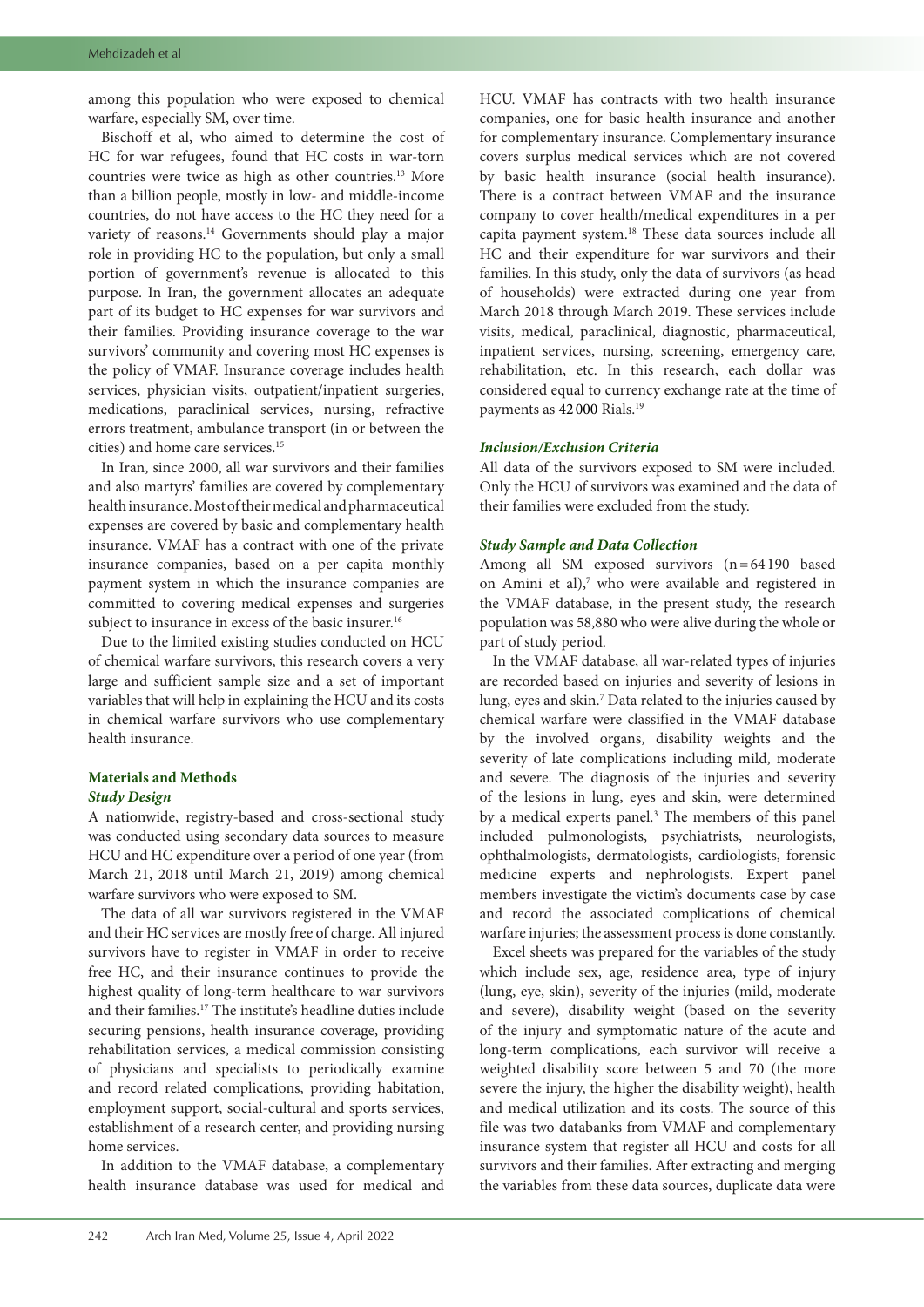among this population who were exposed to chemical warfare, especially SM, over time.

Bischoff et al, who aimed to determine the cost of HC for war refugees, found that HC costs in war-torn countries were twice as high as other countries.[13] More than a billion people, mostly in low- and middle-income countries, do not have access to the HC they need for a variety of reasons.[14] Governments should play a major role in providing HC to the population, but only a small portion of government's revenue is allocated to this purpose. In Iran, the government allocates an adequate part of its budget to HC expenses for war survivors and their families. Providing insurance coverage to the war survivors' community and covering most HC expenses is the policy of VMAF. Insurance coverage includes health services, physician visits, outpatient/inpatient surgeries, medications, paraclinical services, nursing, refractive errors treatment, ambulance transport (in or between the cities) and home care services.[15]

In Iran, since 2000, all war survivors and their families and also martyrs' families are covered by complementary health insurance. Most of their medical and pharmaceutical expenses are covered by basic and complementary health insurance. VMAF has a contract with one of the private insurance companies, based on a per capita monthly payment system in which the insurance companies are committed to covering medical expenses and surgeries subject to insurance in excess of the basic insurer.[16]

Due to the limited existing studies conducted on HCU of chemical warfare survivors, this research covers a very large and sufficient sample size and a set of important variables that will help in explaining the HCU and its costs in chemical warfare survivors who use complementary health insurance.

## Materials and Methods

### *Study Design*

A nationwide, registry-based and cross-sectional study was conducted using secondary data sources to measure HCU and HC expenditure over a period of one year (from March 21, 2018 until March 21, 2019) among chemical warfare survivors who were exposed to SM.

The data of all war survivors registered in the VMAF and their HC services are mostly free of charge. All injured survivors have to register in VMAF in order to receive free HC, and their insurance continues to provide the highest quality of long-term healthcare to war survivors and their families.[17] The institute's headline duties include securing pensions, health insurance coverage, providing rehabilitation services, a medical commission consisting of physicians and specialists to periodically examine and record related complications, providing habitation, employment support, social-cultural and sports services, establishment of a research center, and providing nursing home services.

In addition to the VMAF database, a complementary health insurance database was used for medical and HCU. VMAF has contracts with two health insurance companies, one for basic health insurance and another for complementary insurance. Complementary insurance covers surplus medical services which are not covered by basic health insurance (social health insurance). There is a contract between VMAF and the insurance company to cover health/medical expenditures in a per capita payment system.[18] These data sources include all HC and their expenditure for war survivors and their families. In this study, only the data of survivors (as head of households) were extracted during one year from March 2018 through March 2019. These services include visits, medical, paraclinical, diagnostic, pharmaceutical, inpatient services, nursing, screening, emergency care, rehabilitation, etc. In this research, each dollar was considered equal to currency exchange rate at the time of payments as 42 000 Rials.[19]

### *Inclusion/Exclusion Criteria*

All data of the survivors exposed to SM were included. Only the HCU of survivors was examined and the data of their families were excluded from the study.

### *Study Sample and Data Collection*

Among all SM exposed survivors (n = 64 190 based on Amini et al),[7] who were available and registered in the VMAF database, in the present study, the research population was 58,880 who were alive during the whole or part of study period.

In the VMAF database, all war-related types of injuries are recorded based on injuries and severity of lesions in lung, eyes and skin.[7] Data related to the injuries caused by chemical warfare were classified in the VMAF database by the involved organs, disability weights and the severity of late complications including mild, moderate and severe. The diagnosis of the injuries and severity of the lesions in lung, eyes and skin, were determined by a medical experts panel.[3] The members of this panel included pulmonologists, psychiatrists, neurologists, ophthalmologists, dermatologists, cardiologists, forensic medicine experts and nephrologists. Expert panel members investigate the victim's documents case by case and record the associated complications of chemical warfare injuries; the assessment process is done constantly.

Excel sheets was prepared for the variables of the study which include sex, age, residence area, type of injury (lung, eye, skin), severity of the injuries (mild, moderate and severe), disability weight (based on the severity of the injury and symptomatic nature of the acute and long-term complications, each survivor will receive a weighted disability score between 5 and 70 (the more severe the injury, the higher the disability weight), health and medical utilization and its costs. The source of this file was two databanks from VMAF and complementary insurance system that register all HCU and costs for all survivors and their families. After extracting and merging the variables from these data sources, duplicate data were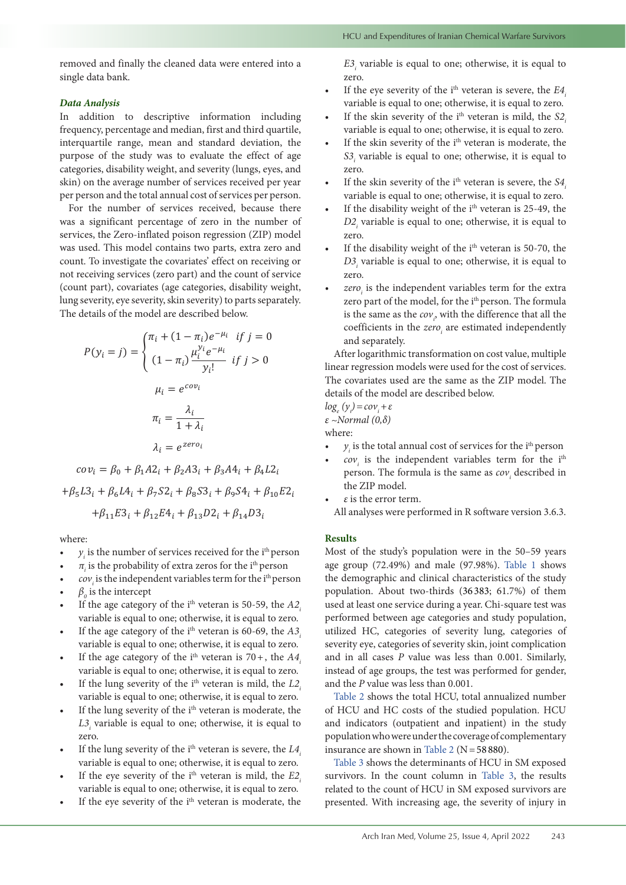removed and finally the cleaned data were entered into a single data bank.

### *Data Analysis*

In addition to descriptive information including frequency, percentage and median, first and third quartile, interquartile range, mean and standard deviation, the purpose of the study was to evaluate the effect of age categories, disability weight, and severity (lungs, eyes, and skin) on the average number of services received per year per person and the total annual cost of services per person.

For the number of services received, because there was a significant percentage of zero in the number of services, the Zero-inflated poison regression (ZIP) model was used. This model contains two parts, extra zero and count. To investigate the covariates' effect on receiving or not receiving services (zero part) and the count of service (count part), covariates (age categories, disability weight, lung severity, eye severity, skin severity) to parts separately. The details of the model are described below.

$$P(y_i = j) = \begin{cases} \pi_i + (1-\pi_i)e^{-\mu_i} & if\ j = 0 \\ (1-\pi_i)\dfrac{\mu_i^{y_i} e^{-\mu_i}}{y_i!} & if\ j > 0 \end{cases}$$

$$\mu_i = e^{cov_i}$$

$$\pi_i = \frac{\lambda_i}{1+\lambda_i}$$

$$\lambda_i = e^{zero_i}$$

$$cov_i = \beta_0 + \beta_1 A2_i + \beta_2 A3_i + \beta_3 A4_i + \beta_4 L2_i$$
$$+\beta_5 L3_i + \beta_6 L4_i + \beta_7 S2_i + \beta_8 S3_i + \beta_9 S4_i + \beta_{10} E2_i$$
$$+\beta_{11} E3_i + \beta_{12} E4_i + \beta_{13} D2_i + \beta_{14} D3_i$$

where:

- $y_i$ is the number of services received for the i[th] person
- $\pi_i$ is the probability of extra zeros for the i[th] person
- $cov_i$ is the independent variables term for the i[th] person
- $\beta_0$ is the intercept
- If the age category of the i[th] veteran is 50-59, the $A2_i$ variable is equal to one; otherwise, it is equal to zero.
- If the age category of the i[th] veteran is 60-69, the $A3_i$ variable is equal to one; otherwise, it is equal to zero.
- If the age category of the i[th] veteran is 70+, the $A4_i$ variable is equal to one; otherwise, it is equal to zero.
- If the lung severity of the i[th] veteran is mild, the $L2_i$ variable is equal to one; otherwise, it is equal to zero.
- If the lung severity of the i[th] veteran is moderate, the $L3_i$ variable is equal to one; otherwise, it is equal to zero.
- If the lung severity of the i[th] veteran is severe, the $L4_i$ variable is equal to one; otherwise, it is equal to zero.
- If the eye severity of the i[th] veteran is mild, the $E2_i$ variable is equal to one; otherwise, it is equal to zero.
- If the eye severity of the i[th] veteran is moderate, the $E3_i$ variable is equal to one; otherwise, it is equal to zero.
- If the eye severity of the i[th] veteran is severe, the $E4_i$ variable is equal to one; otherwise, it is equal to zero.
- If the skin severity of the i[th] veteran is mild, the $S2_i$ variable is equal to one; otherwise, it is equal to zero.
- If the skin severity of the i[th] veteran is moderate, the $S3_i$ variable is equal to one; otherwise, it is equal to zero.
- If the skin severity of the i[th] veteran is severe, the $S4_i$ variable is equal to one; otherwise, it is equal to zero.
- If the disability weight of the i[th] veteran is 25-49, the $D2_i$ variable is equal to one; otherwise, it is equal to zero.
- If the disability weight of the i[th] veteran is 50-70, the $D3_i$ variable is equal to one; otherwise, it is equal to zero.
- $zero_i$ is the independent variables term for the extra zero part of the model, for the i[th] person. The formula is the same as the $cov_i$, with the difference that all the coefficients in the $zero_i$ are estimated independently and separately.

After logarithmic transformation on cost value, multiple linear regression models were used for the cost of services. The covariates used are the same as the ZIP model. The details of the model are described below.

$log_e(y_i) = cov_i + \varepsilon$

$\varepsilon \sim Normal\ (0,\delta)$

where:

- $y_i$ is the total annual cost of services for the i[th] person
- $cov_i$ is the independent variables term for the i[th] person. The formula is the same as $cov_i$ described in the ZIP model.
- $\varepsilon$ is the error term.

All analyses were performed in R software version 3.6.3.

### Results

Most of the study's population were in the 50–59 years age group (72.49%) and male (97.98%). Table 1 shows the demographic and clinical characteristics of the study population. About two-thirds (36383; 61.7%) of them used at least one service during a year. Chi-square test was performed between age categories and study population, utilized HC, categories of severity lung, categories of severity eye, categories of severity skin, joint complication and in all cases $P$ value was less than 0.001. Similarly, instead of age groups, the test was performed for gender, and the $P$ value was less than 0.001.

Table 2 shows the total HCU, total annualized number of HCU and HC costs of the studied population. HCU and indicators (outpatient and inpatient) in the study population who were under the coverage of complementary insurance are shown in Table 2 (N = 58880).

Table 3 shows the determinants of HCU in SM exposed survivors. In the count column in Table 3, the results related to the count of HCU in SM exposed survivors are presented. With increasing age, the severity of injury in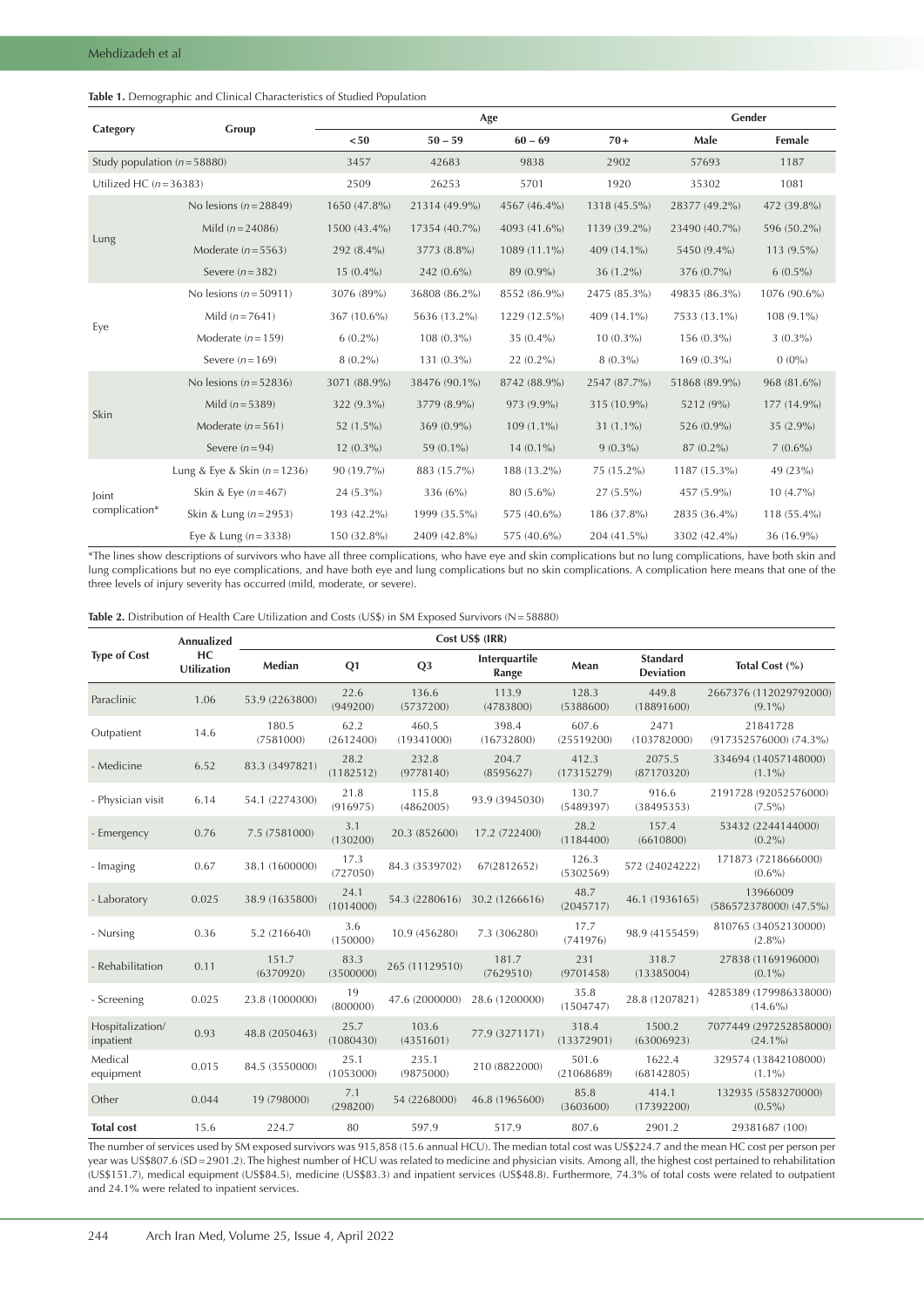**Table 1.** Demographic and Clinical Characteristics of Studied Population

| Category | Group | Age | | | | Gender | |
|---|---|---|---|---|---|---|---|
| | | <50 | 50 – 59 | 60 – 69 | 70+ | Male | Female |
| Study population (n=58880) | | 3457 | 42683 | 9838 | 2902 | 57693 | 1187 |
| Utilized HC (n=36383) | | 2509 | 26253 | 5701 | 1920 | 35302 | 1081 |
| Lung | No lesions (n=28849) | 1650 (47.8%) | 21314 (49.9%) | 4567 (46.4%) | 1318 (45.5%) | 28377 (49.2%) | 472 (39.8%) |
| | Mild (n=24086) | 1500 (43.4%) | 17354 (40.7%) | 4093 (41.6%) | 1139 (39.2%) | 23490 (40.7%) | 596 (50.2%) |
| | Moderate (n=5563) | 292 (8.4%) | 3773 (8.8%) | 1089 (11.1%) | 409 (14.1%) | 5450 (9.4%) | 113 (9.5%) |
| | Severe (n=382) | 15 (0.4%) | 242 (0.6%) | 89 (0.9%) | 36 (1.2%) | 376 (0.7%) | 6 (0.5%) |
| Eye | No lesions (n=50911) | 3076 (89%) | 36808 (86.2%) | 8552 (86.9%) | 2475 (85.3%) | 49835 (86.3%) | 1076 (90.6%) |
| | Mild (n=7641) | 367 (10.6%) | 5636 (13.2%) | 1229 (12.5%) | 409 (14.1%) | 7533 (13.1%) | 108 (9.1%) |
| | Moderate (n=159) | 6 (0.2%) | 108 (0.3%) | 35 (0.4%) | 10 (0.3%) | 156 (0.3%) | 3 (0.3%) |
| | Severe (n=169) | 8 (0.2%) | 131 (0.3%) | 22 (0.2%) | 8 (0.3%) | 169 (0.3%) | 0 (0%) |
| Skin | No lesions (n=52836) | 3071 (88.9%) | 38476 (90.1%) | 8742 (88.9%) | 2547 (87.7%) | 51868 (89.9%) | 968 (81.6%) |
| | Mild (n=5389) | 322 (9.3%) | 3779 (8.9%) | 973 (9.9%) | 315 (10.9%) | 5212 (9%) | 177 (14.9%) |
| | Moderate (n=561) | 52 (1.5%) | 369 (0.9%) | 109 (1.1%) | 31 (1.1%) | 526 (0.9%) | 35 (2.9%) |
| | Severe (n=94) | 12 (0.3%) | 59 (0.1%) | 14 (0.1%) | 9 (0.3%) | 87 (0.2%) | 7 (0.6%) |
| Joint complication* | Lung & Eye & Skin (n=1236) | 90 (19.7%) | 883 (15.7%) | 188 (13.2%) | 75 (15.2%) | 1187 (15.3%) | 49 (23%) |
| | Skin & Eye (n=467) | 24 (5.3%) | 336 (6%) | 80 (5.6%) | 27 (5.5%) | 457 (5.9%) | 10 (4.7%) |
| | Skin & Lung (n=2953) | 193 (42.2%) | 1999 (35.5%) | 575 (40.6%) | 186 (37.8%) | 2835 (36.4%) | 118 (55.4%) |
| | Eye & Lung (n=3338) | 150 (32.8%) | 2409 (42.8%) | 575 (40.6%) | 204 (41.5%) | 3302 (42.4%) | 36 (16.9%) |

*The lines show descriptions of survivors who have all three complications, who have eye and skin complications but no lung complications, have both skin and lung complications but no eye complications, and have both eye and lung complications but no skin complications. A complication here means that one of the three levels of injury severity has occurred (mild, moderate, or severe).

**Table 2.** Distribution of Health Care Utilization and Costs (US$) in SM Exposed Survivors (N=58880)

| Type of Cost | Annualized HC Utilization | Cost US$ (IRR) | | | | | | |
|---|---|---|---|---|---|---|---|---|
| | | Median | Q1 | Q3 | Interquartile Range | Mean | Standard Deviation | Total Cost (%) |
| Paraclinic | 1.06 | 53.9 (2263800) | 22.6 (949200) | 136.6 (5737200) | 113.9 (4783800) | 128.3 (5388600) | 449.8 (18891600) | 2667376 (112029792000) (9.1%) |
| Outpatient | 14.6 | 180.5 (7581000) | 62.2 (2612400) | 460.5 (19341000) | 398.4 (16732800) | 607.6 (25519200) | 2471 (103782000) | 21841728 (917352576000) (74.3%) |
| - Medicine | 6.52 | 83.3 (3497821) | 28.2 (1182512) | 232.8 (9778140) | 204.7 (8595627) | 412.3 (17315279) | 2075.5 (87170320) | 334694 (14057148000) (1.1%) |
| - Physician visit | 6.14 | 54.1 (2274300) | 21.8 (916975) | 115.8 (4862005) | 93.9 (3945030) | 130.7 (5489397) | 916.6 (38495353) | 2191728 (92052576000) (7.5%) |
| - Emergency | 0.76 | 7.5 (7581000) | 3.1 (130200) | 20.3 (852600) | 17.2 (722400) | 28.2 (1184400) | 157.4 (6610800) | 53432 (2244144000) (0.2%) |
| - Imaging | 0.67 | 38.1 (1600000) | 17.3 (727050) | 84.3 (3539702) | 67(2812652) | 126.3 (5302569) | 572 (24024222) | 171873 (7218666000) (0.6%) |
| - Laboratory | 0.025 | 38.9 (1635800) | 24.1 (1014000) | 54.3 (2280616) | 30.2 (1266616) | 48.7 (2045717) | 46.1 (1936165) | 13966009 (586572378000) (47.5%) |
| - Nursing | 0.36 | 5.2 (216640) | 3.6 (150000) | 10.9 (456280) | 7.3 (306280) | 17.7 (741976) | 98.9 (4155459) | 810765 (34052130000) (2.8%) |
| - Rehabilitation | 0.11 | 151.7 (6370920) | 83.3 (3500000) | 265 (11129510) | 181.7 (7629510) | 231 (9701458) | 318.7 (13385004) | 27838 (1169196000) (0.1%) |
| - Screening | 0.025 | 23.8 (1000000) | 19 (800000) | 47.6 (2000000) | 28.6 (1200000) | 35.8 (1504747) | 28.8 (1207821) | 4285389 (179986338000) (14.6%) |
| Hospitalization/ inpatient | 0.93 | 48.8 (2050463) | 25.7 (1080430) | 103.6 (4351601) | 77.9 (3271171) | 318.4 (13372901) | 1500.2 (63006923) | 7077449 (297252858000) (24.1%) |
| Medical equipment | 0.015 | 84.5 (3550000) | 25.1 (1053000) | 235.1 (9875000) | 210 (8822000) | 501.6 (21068689) | 1622.4 (68142805) | 329574 (13842108000) (1.1%) |
| Other | 0.044 | 19 (798000) | 7.1 (298200) | 54 (2268000) | 46.8 (1965600) | 85.8 (3603600) | 414.1 (17392200) | 132935 (5583270000) (0.5%) |
| **Total cost** | 15.6 | 224.7 | 80 | 597.9 | 517.9 | 807.6 | 2901.2 | 29381687 (100) |

The number of services used by SM exposed survivors was 915,858 (15.6 annual HCU). The median total cost was US$224.7 and the mean HC cost per person per year was US$807.6 (SD=2901.2). The highest number of HCU was related to medicine and physician visits. Among all, the highest cost pertained to rehabilitation (US$151.7), medical equipment (US$84.5), medicine (US$83.3) and inpatient services (US$48.8). Furthermore, 74.3% of total costs were related to outpatient and 24.1% were related to inpatient services.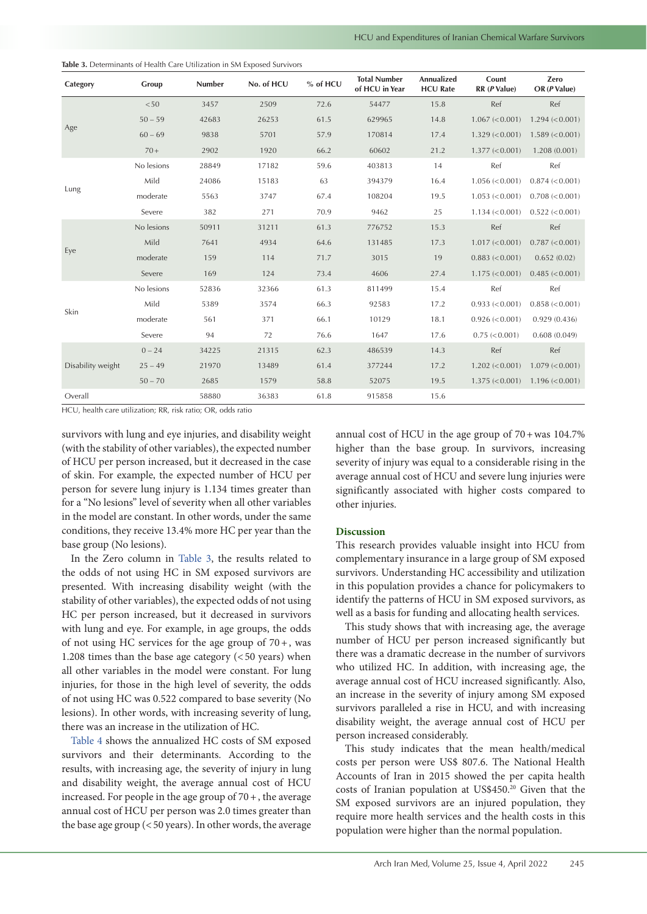**Table 3.** Determinants of Health Care Utilization in SM Exposed Survivors

| Category | Group | Number | No. of HCU | % of HCU | Total Number of HCU in Year | Annualized HCU Rate | Count RR (*P* Value) | Zero OR (*P* Value) |
|---|---|---|---|---|---|---|---|---|
| Age | <50 | 3457 | 2509 | 72.6 | 54477 | 15.8 | Ref | Ref |
| | 50 – 59 | 42683 | 26253 | 61.5 | 629965 | 14.8 | 1.067 (<0.001) | 1.294 (<0.001) |
| | 60 – 69 | 9838 | 5701 | 57.9 | 170814 | 17.4 | 1.329 (<0.001) | 1.589 (<0.001) |
| | 70+ | 2902 | 1920 | 66.2 | 60602 | 21.2 | 1.377 (<0.001) | 1.208 (0.001) |
| Lung | No lesions | 28849 | 17182 | 59.6 | 403813 | 14 | Ref | Ref |
| | Mild | 24086 | 15183 | 63 | 394379 | 16.4 | 1.056 (<0.001) | 0.874 (<0.001) |
| | moderate | 5563 | 3747 | 67.4 | 108204 | 19.5 | 1.053 (<0.001) | 0.708 (<0.001) |
| | Severe | 382 | 271 | 70.9 | 9462 | 25 | 1.134 (<0.001) | 0.522 (<0.001) |
| Eye | No lesions | 50911 | 31211 | 61.3 | 776752 | 15.3 | Ref | Ref |
| | Mild | 7641 | 4934 | 64.6 | 131485 | 17.3 | 1.017 (<0.001) | 0.787 (<0.001) |
| | moderate | 159 | 114 | 71.7 | 3015 | 19 | 0.883 (<0.001) | 0.652 (0.02) |
| | Severe | 169 | 124 | 73.4 | 4606 | 27.4 | 1.175 (<0.001) | 0.485 (<0.001) |
| Skin | No lesions | 52836 | 32366 | 61.3 | 811499 | 15.4 | Ref | Ref |
| | Mild | 5389 | 3574 | 66.3 | 92583 | 17.2 | 0.933 (<0.001) | 0.858 (<0.001) |
| | moderate | 561 | 371 | 66.1 | 10129 | 18.1 | 0.926 (<0.001) | 0.929 (0.436) |
| | Severe | 94 | 72 | 76.6 | 1647 | 17.6 | 0.75 (<0.001) | 0.608 (0.049) |
| Disability weight | 0 – 24 | 34225 | 21315 | 62.3 | 486539 | 14.3 | Ref | Ref |
| | 25 – 49 | 21970 | 13489 | 61.4 | 377244 | 17.2 | 1.202 (<0.001) | 1.079 (<0.001) |
| | 50 – 70 | 2685 | 1579 | 58.8 | 52075 | 19.5 | 1.375 (<0.001) | 1.196 (<0.001) |
| Overall | | 58880 | 36383 | 61.8 | 915858 | 15.6 | | |

HCU, health care utilization; RR, risk ratio; OR, odds ratio

survivors with lung and eye injuries, and disability weight (with the stability of other variables), the expected number of HCU per person increased, but it decreased in the case of skin. For example, the expected number of HCU per person for severe lung injury is 1.134 times greater than for a "No lesions" level of severity when all other variables in the model are constant. In other words, under the same conditions, they receive 13.4% more HC per year than the base group (No lesions).

In the Zero column in Table 3, the results related to the odds of not using HC in SM exposed survivors are presented. With increasing disability weight (with the stability of other variables), the expected odds of not using HC per person increased, but it decreased in survivors with lung and eye. For example, in age groups, the odds of not using HC services for the age group of 70+, was 1.208 times than the base age category (<50 years) when all other variables in the model were constant. For lung injuries, for those in the high level of severity, the odds of not using HC was 0.522 compared to base severity (No lesions). In other words, with increasing severity of lung, there was an increase in the utilization of HC.

Table 4 shows the annualized HC costs of SM exposed survivors and their determinants. According to the results, with increasing age, the severity of injury in lung and disability weight, the average annual cost of HCU increased. For people in the age group of 70+, the average annual cost of HCU per person was 2.0 times greater than the base age group (<50 years). In other words, the average annual cost of HCU in the age group of 70+was 104.7% higher than the base group. In survivors, increasing severity of injury was equal to a considerable rising in the average annual cost of HCU and severe lung injuries were significantly associated with higher costs compared to other injuries.

## Discussion

This research provides valuable insight into HCU from complementary insurance in a large group of SM exposed survivors. Understanding HC accessibility and utilization in this population provides a chance for policymakers to identify the patterns of HCU in SM exposed survivors, as well as a basis for funding and allocating health services.

This study shows that with increasing age, the average number of HCU per person increased significantly but there was a dramatic decrease in the number of survivors who utilized HC. In addition, with increasing age, the average annual cost of HCU increased significantly. Also, an increase in the severity of injury among SM exposed survivors paralleled a rise in HCU, and with increasing disability weight, the average annual cost of HCU per person increased considerably.

This study indicates that the mean health/medical costs per person were US$ 807.6. The National Health Accounts of Iran in 2015 showed the per capita health costs of Iranian population at US$450.[20] Given that the SM exposed survivors are an injured population, they require more health services and the health costs in this population were higher than the normal population.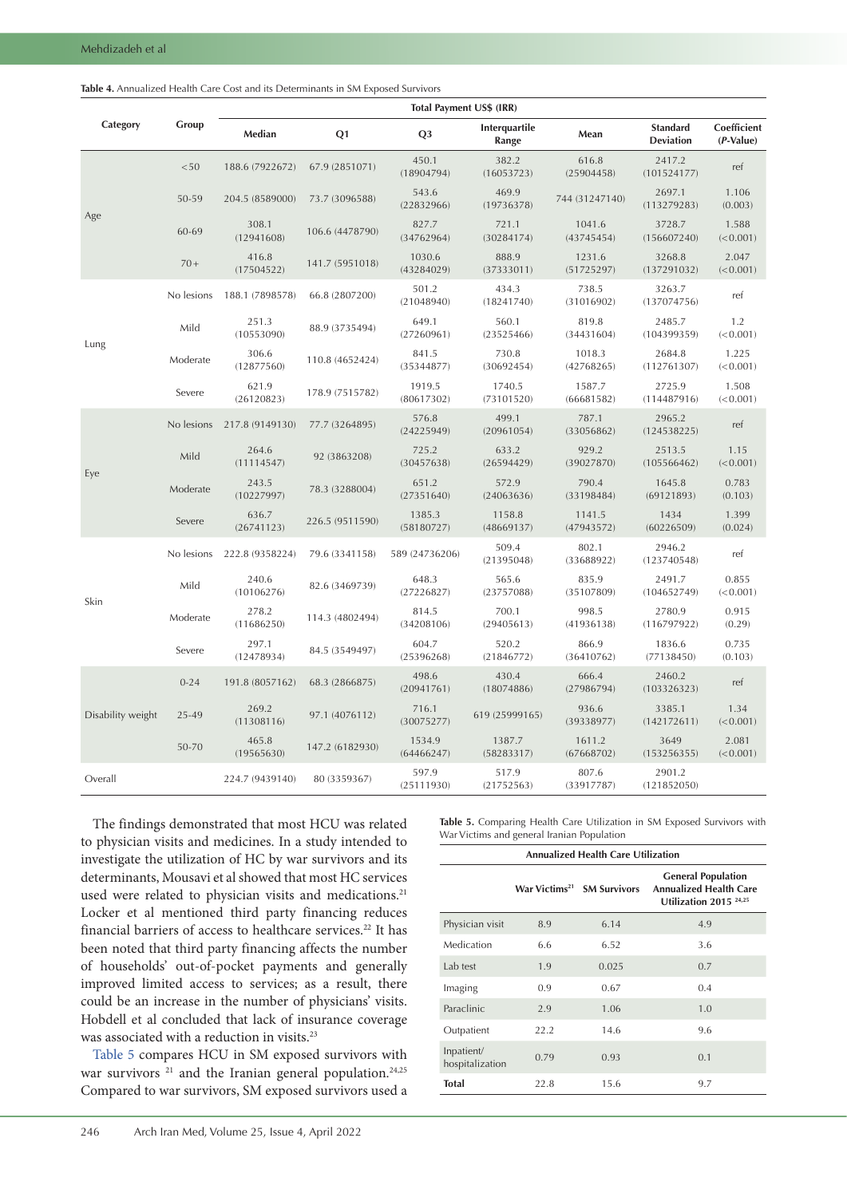**Table 4.** Annualized Health Care Cost and its Determinants in SM Exposed Survivors

| Category | Group | Total Payment US$ (IRR) | | | | | | |
|---|---|---|---|---|---|---|---|---|
| | | Median | Q1 | Q3 | Interquartile Range | Mean | Standard Deviation | Coefficient (*P*-Value) |
| Age | <50 | 188.6 (7922672) | 67.9 (2851071) | 450.1 (18904794) | 382.2 (16053723) | 616.8 (25904458) | 2417.2 (101524177) | ref |
| | 50-59 | 204.5 (8589000) | 73.7 (3096588) | 543.6 (22832966) | 469.9 (19736378) | 744 (31247140) | 2697.1 (113279283) | 1.106 (0.003) |
| | 60-69 | 308.1 (12941608) | 106.6 (4478790) | 827.7 (34762964) | 721.1 (30284174) | 1041.6 (43745454) | 3728.7 (156607240) | 1.588 (<0.001) |
| | 70+ | 416.8 (17504522) | 141.7 (5951018) | 1030.6 (43284029) | 888.9 (37333011) | 1231.6 (51725297) | 3268.8 (137291032) | 2.047 (<0.001) |
| Lung | No lesions | 188.1 (7898578) | 66.8 (2807200) | 501.2 (21048940) | 434.3 (18241740) | 738.5 (31016902) | 3263.7 (137074756) | ref |
| | Mild | 251.3 (10553090) | 88.9 (3735494) | 649.1 (27260961) | 560.1 (23525466) | 819.8 (34431604) | 2485.7 (104399359) | 1.2 (<0.001) |
| | Moderate | 306.6 (12877560) | 110.8 (4652424) | 841.5 (35344877) | 730.8 (30692454) | 1018.3 (42768265) | 2684.8 (112761307) | 1.225 (<0.001) |
| | Severe | 621.9 (26120823) | 178.9 (7515782) | 1919.5 (80617302) | 1740.5 (73101520) | 1587.7 (66681582) | 2725.9 (114487916) | 1.508 (<0.001) |
| Eye | No lesions | 217.8 (9149130) | 77.7 (3264895) | 576.8 (24225949) | 499.1 (20961054) | 787.1 (33056862) | 2965.2 (124538225) | ref |
| | Mild | 264.6 (11114547) | 92 (3863208) | 725.2 (30457638) | 633.2 (26594429) | 929.2 (39027870) | 2513.5 (105566462) | 1.15 (<0.001) |
| | Moderate | 243.5 (10227997) | 78.3 (3288004) | 651.2 (27351640) | 572.9 (24063636) | 790.4 (33198484) | 1645.8 (69121893) | 0.783 (0.103) |
| | Severe | 636.7 (26741123) | 226.5 (9511590) | 1385.3 (58180727) | 1158.8 (48669137) | 1141.5 (47943572) | 1434 (60226509) | 1.399 (0.024) |
| Skin | No lesions | 222.8 (9358224) | 79.6 (3341158) | 589 (24736206) | 509.4 (21395048) | 802.1 (33688922) | 2946.2 (123740548) | ref |
| | Mild | 240.6 (10106276) | 82.6 (3469739) | 648.3 (27226827) | 565.6 (23757088) | 835.9 (35107809) | 2491.7 (104652749) | 0.855 (<0.001) |
| | Moderate | 278.2 (11686250) | 114.3 (4802494) | 814.5 (34208106) | 700.1 (29405613) | 998.5 (41936138) | 2780.9 (116797922) | 0.915 (0.29) |
| | Severe | 297.1 (12478934) | 84.5 (3549497) | 604.7 (25396268) | 520.2 (21846772) | 866.9 (36410762) | 1836.6 (77138450) | 0.735 (0.103) |
| Disability weight | 0-24 | 191.8 (8057162) | 68.3 (2866875) | 498.6 (20941761) | 430.4 (18074886) | 666.4 (27986794) | 2460.2 (103326323) | ref |
| | 25-49 | 269.2 (11308116) | 97.1 (4076112) | 716.1 (30075277) | 619 (25999165) | 936.6 (39338977) | 3385.1 (142172611) | 1.34 (<0.001) |
| | 50-70 | 465.8 (19565630) | 147.2 (6182930) | 1534.9 (64466247) | 1387.7 (58283317) | 1611.2 (67668702) | 3649 (153256355) | 2.081 (<0.001) |
| Overall | | 224.7 (9439140) | 80 (3359367) | 597.9 (25111930) | 517.9 (21752563) | 807.6 (33917787) | 2901.2 (121852050) | |

The findings demonstrated that most HCU was related to physician visits and medicines. In a study intended to investigate the utilization of HC by war survivors and its determinants, Mousavi et al showed that most HC services used were related to physician visits and medications.[21] Locker et al mentioned third party financing reduces financial barriers of access to healthcare services.[22] It has been noted that third party financing affects the number of households' out-of-pocket payments and generally improved limited access to services; as a result, there could be an increase in the number of physicians' visits. Hobdell et al concluded that lack of insurance coverage was associated with a reduction in visits.[23]

Table 5 compares HCU in SM exposed survivors with war survivors [21] and the Iranian general population.[24,25] Compared to war survivors, SM exposed survivors used a

**Table 5.** Comparing Health Care Utilization in SM Exposed Survivors with War Victims and general Iranian Population

| | Annualized Health Care Utilization | | |
|---|---|---|---|
| | War Victims[21] | SM Survivors | General Population Annualized Health Care Utilization 2015 [24,25] |
| Physician visit | 8.9 | 6.14 | 4.9 |
| Medication | 6.6 | 6.52 | 3.6 |
| Lab test | 1.9 | 0.025 | 0.7 |
| Imaging | 0.9 | 0.67 | 0.4 |
| Paraclinic | 2.9 | 1.06 | 1.0 |
| Outpatient | 22.2 | 14.6 | 9.6 |
| Inpatient/ hospitalization | 0.79 | 0.93 | 0.1 |
| **Total** | 22.8 | 15.6 | 9.7 |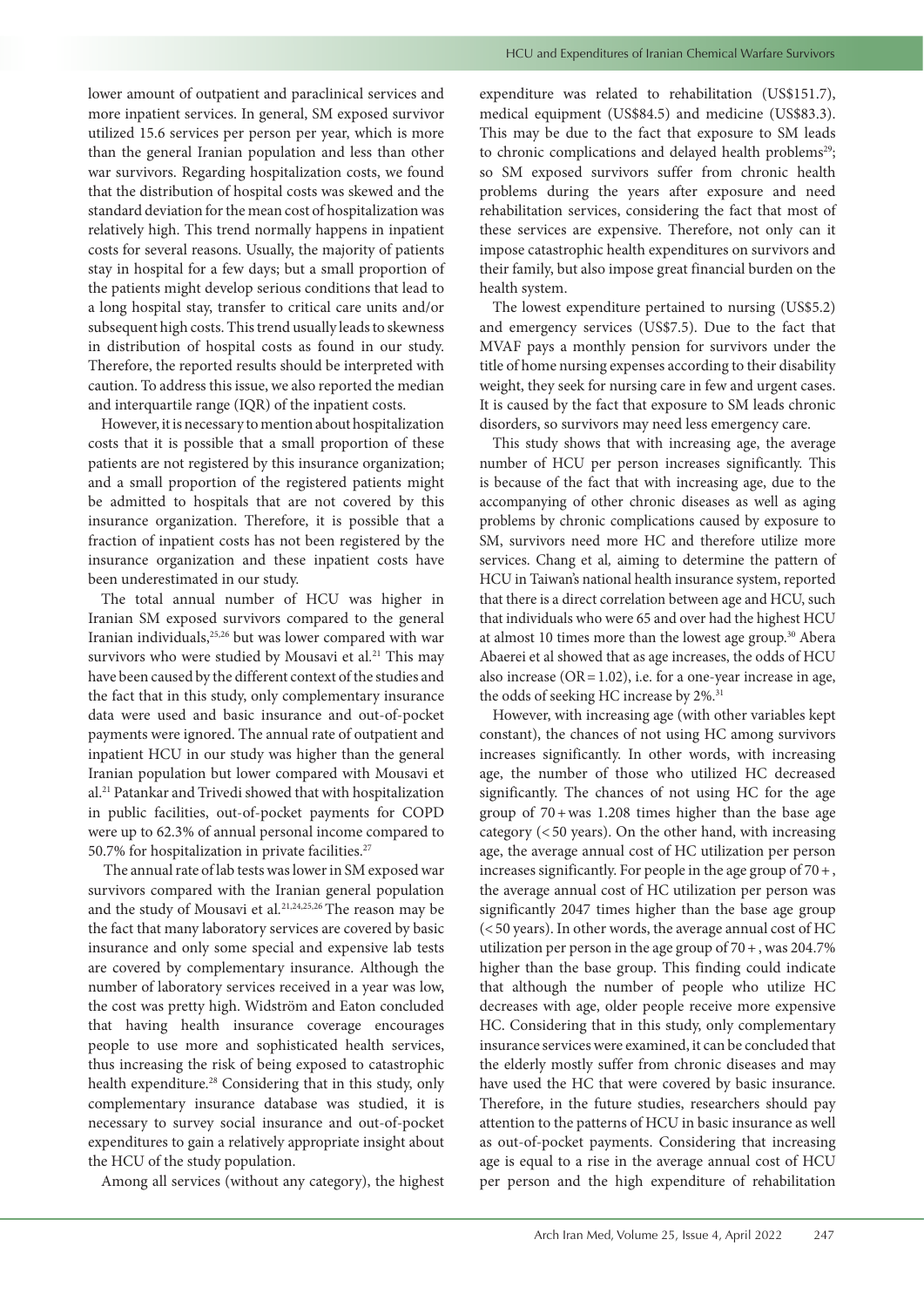lower amount of outpatient and paraclinical services and more inpatient services. In general, SM exposed survivor utilized 15.6 services per person per year, which is more than the general Iranian population and less than other war survivors. Regarding hospitalization costs, we found that the distribution of hospital costs was skewed and the standard deviation for the mean cost of hospitalization was relatively high. This trend normally happens in inpatient costs for several reasons. Usually, the majority of patients stay in hospital for a few days; but a small proportion of the patients might develop serious conditions that lead to a long hospital stay, transfer to critical care units and/or subsequent high costs. This trend usually leads to skewness in distribution of hospital costs as found in our study. Therefore, the reported results should be interpreted with caution. To address this issue, we also reported the median and interquartile range (IQR) of the inpatient costs.

However, it is necessary to mention about hospitalization costs that it is possible that a small proportion of these patients are not registered by this insurance organization; and a small proportion of the registered patients might be admitted to hospitals that are not covered by this insurance organization. Therefore, it is possible that a fraction of inpatient costs has not been registered by the insurance organization and these inpatient costs have been underestimated in our study.

The total annual number of HCU was higher in Iranian SM exposed survivors compared to the general Iranian individuals,[25,26] but was lower compared with war survivors who were studied by Mousavi et al.[21] This may have been caused by the different context of the studies and the fact that in this study, only complementary insurance data were used and basic insurance and out-of-pocket payments were ignored. The annual rate of outpatient and inpatient HCU in our study was higher than the general Iranian population but lower compared with Mousavi et al.[21] Patankar and Trivedi showed that with hospitalization in public facilities, out-of-pocket payments for COPD were up to 62.3% of annual personal income compared to 50.7% for hospitalization in private facilities.[27]

The annual rate of lab tests was lower in SM exposed war survivors compared with the Iranian general population and the study of Mousavi et al.[21,24,25,26] The reason may be the fact that many laboratory services are covered by basic insurance and only some special and expensive lab tests are covered by complementary insurance. Although the number of laboratory services received in a year was low, the cost was pretty high. Widström and Eaton concluded that having health insurance coverage encourages people to use more and sophisticated health services, thus increasing the risk of being exposed to catastrophic health expenditure.[28] Considering that in this study, only complementary insurance database was studied, it is necessary to survey social insurance and out-of-pocket expenditures to gain a relatively appropriate insight about the HCU of the study population.

Among all services (without any category), the highest expenditure was related to rehabilitation (US$151.7), medical equipment (US$84.5) and medicine (US$83.3). This may be due to the fact that exposure to SM leads to chronic complications and delayed health problems[29]; so SM exposed survivors suffer from chronic health problems during the years after exposure and need rehabilitation services, considering the fact that most of these services are expensive. Therefore, not only can it impose catastrophic health expenditures on survivors and their family, but also impose great financial burden on the health system.

The lowest expenditure pertained to nursing (US$5.2) and emergency services (US$7.5). Due to the fact that MVAF pays a monthly pension for survivors under the title of home nursing expenses according to their disability weight, they seek for nursing care in few and urgent cases. It is caused by the fact that exposure to SM leads chronic disorders, so survivors may need less emergency care.

This study shows that with increasing age, the average number of HCU per person increases significantly. This is because of the fact that with increasing age, due to the accompanying of other chronic diseases as well as aging problems by chronic complications caused by exposure to SM, survivors need more HC and therefore utilize more services. Chang et al*,* aiming to determine the pattern of HCU in Taiwan's national health insurance system, reported that there is a direct correlation between age and HCU, such that individuals who were 65 and over had the highest HCU at almost 10 times more than the lowest age group.[30] Abera Abaerei et al showed that as age increases, the odds of HCU also increase (OR = 1.02), i.e. for a one-year increase in age, the odds of seeking HC increase by 2%.[31]

However, with increasing age (with other variables kept constant), the chances of not using HC among survivors increases significantly. In other words, with increasing age, the number of those who utilized HC decreased significantly. The chances of not using HC for the age group of 70 + was 1.208 times higher than the base age category (< 50 years). On the other hand, with increasing age, the average annual cost of HC utilization per person increases significantly. For people in the age group of 70 +, the average annual cost of HC utilization per person was significantly 2047 times higher than the base age group (< 50 years). In other words, the average annual cost of HC utilization per person in the age group of 70 +, was 204.7% higher than the base group. This finding could indicate that although the number of people who utilize HC decreases with age, older people receive more expensive HC. Considering that in this study, only complementary insurance services were examined, it can be concluded that the elderly mostly suffer from chronic diseases and may have used the HC that were covered by basic insurance. Therefore, in the future studies, researchers should pay attention to the patterns of HCU in basic insurance as well as out-of-pocket payments. Considering that increasing age is equal to a rise in the average annual cost of HCU per person and the high expenditure of rehabilitation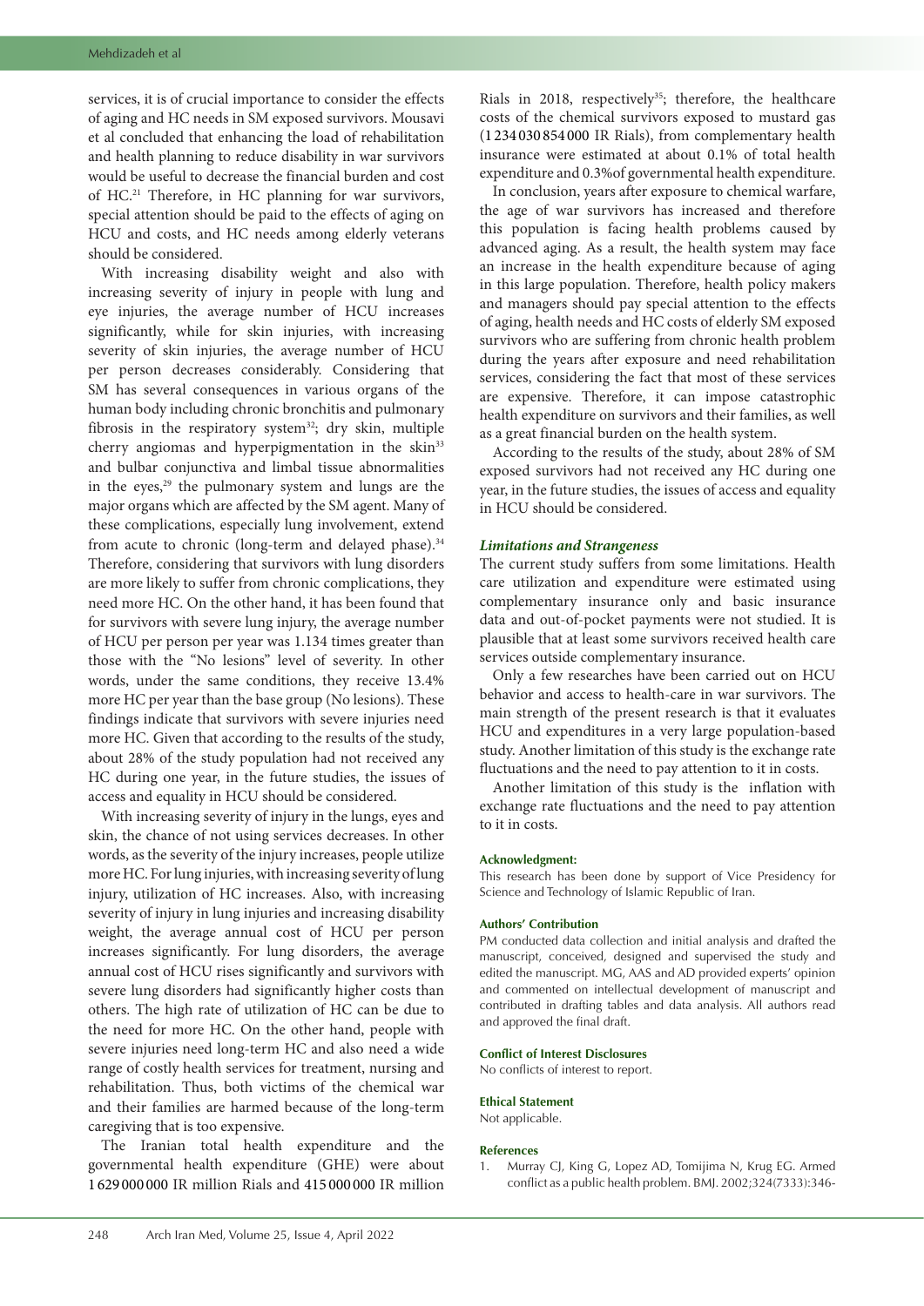services, it is of crucial importance to consider the effects of aging and HC needs in SM exposed survivors. Mousavi et al concluded that enhancing the load of rehabilitation and health planning to reduce disability in war survivors would be useful to decrease the financial burden and cost of HC.[21] Therefore, in HC planning for war survivors, special attention should be paid to the effects of aging on HCU and costs, and HC needs among elderly veterans should be considered.

With increasing disability weight and also with increasing severity of injury in people with lung and eye injuries, the average number of HCU increases significantly, while for skin injuries, with increasing severity of skin injuries, the average number of HCU per person decreases considerably. Considering that SM has several consequences in various organs of the human body including chronic bronchitis and pulmonary fibrosis in the respiratory system[32]; dry skin, multiple cherry angiomas and hyperpigmentation in the skin[33] and bulbar conjunctiva and limbal tissue abnormalities in the eyes,[29] the pulmonary system and lungs are the major organs which are affected by the SM agent. Many of these complications, especially lung involvement, extend from acute to chronic (long-term and delayed phase).[34] Therefore, considering that survivors with lung disorders are more likely to suffer from chronic complications, they need more HC. On the other hand, it has been found that for survivors with severe lung injury, the average number of HCU per person per year was 1.134 times greater than those with the "No lesions" level of severity. In other words, under the same conditions, they receive 13.4% more HC per year than the base group (No lesions). These findings indicate that survivors with severe injuries need more HC. Given that according to the results of the study, about 28% of the study population had not received any HC during one year, in the future studies, the issues of access and equality in HCU should be considered.

With increasing severity of injury in the lungs, eyes and skin, the chance of not using services decreases. In other words, as the severity of the injury increases, people utilize more HC. For lung injuries, with increasing severity of lung injury, utilization of HC increases. Also, with increasing severity of injury in lung injuries and increasing disability weight, the average annual cost of HCU per person increases significantly. For lung disorders, the average annual cost of HCU rises significantly and survivors with severe lung disorders had significantly higher costs than others. The high rate of utilization of HC can be due to the need for more HC. On the other hand, people with severe injuries need long-term HC and also need a wide range of costly health services for treatment, nursing and rehabilitation. Thus, both victims of the chemical war and their families are harmed because of the long-term caregiving that is too expensive.

The Iranian total health expenditure and the governmental health expenditure (GHE) were about 1 629 000 000 IR million Rials and 415 000 000 IR million Rials in 2018, respectively[35]; therefore, the healthcare costs of the chemical survivors exposed to mustard gas (1 234 030 854 000 IR Rials), from complementary health insurance were estimated at about 0.1% of total health expenditure and 0.3%of governmental health expenditure.

In conclusion, years after exposure to chemical warfare, the age of war survivors has increased and therefore this population is facing health problems caused by advanced aging. As a result, the health system may face an increase in the health expenditure because of aging in this large population. Therefore, health policy makers and managers should pay special attention to the effects of aging, health needs and HC costs of elderly SM exposed survivors who are suffering from chronic health problem during the years after exposure and need rehabilitation services, considering the fact that most of these services are expensive. Therefore, it can impose catastrophic health expenditure on survivors and their families, as well as a great financial burden on the health system.

According to the results of the study, about 28% of SM exposed survivors had not received any HC during one year, in the future studies, the issues of access and equality in HCU should be considered.

### *Limitations and Strangeness*

The current study suffers from some limitations. Health care utilization and expenditure were estimated using complementary insurance only and basic insurance data and out-of-pocket payments were not studied. It is plausible that at least some survivors received health care services outside complementary insurance.

Only a few researches have been carried out on HCU behavior and access to health-care in war survivors. The main strength of the present research is that it evaluates HCU and expenditures in a very large population-based study. Another limitation of this study is the exchange rate fluctuations and the need to pay attention to it in costs.

Another limitation of this study is the inflation with exchange rate fluctuations and the need to pay attention to it in costs.

#### Acknowledgment:

This research has been done by support of Vice Presidency for Science and Technology of Islamic Republic of Iran.

#### Authors' Contribution

PM conducted data collection and initial analysis and drafted the manuscript, conceived, designed and supervised the study and edited the manuscript. MG, AAS and AD provided experts' opinion and commented on intellectual development of manuscript and contributed in drafting tables and data analysis. All authors read and approved the final draft.

#### Conflict of Interest Disclosures

No conflicts of interest to report.

#### Ethical Statement

Not applicable.

#### References

1. Murray CJ, King G, Lopez AD, Tomijima N, Krug EG. Armed conflict as a public health problem. BMJ. 2002;324(7333):346-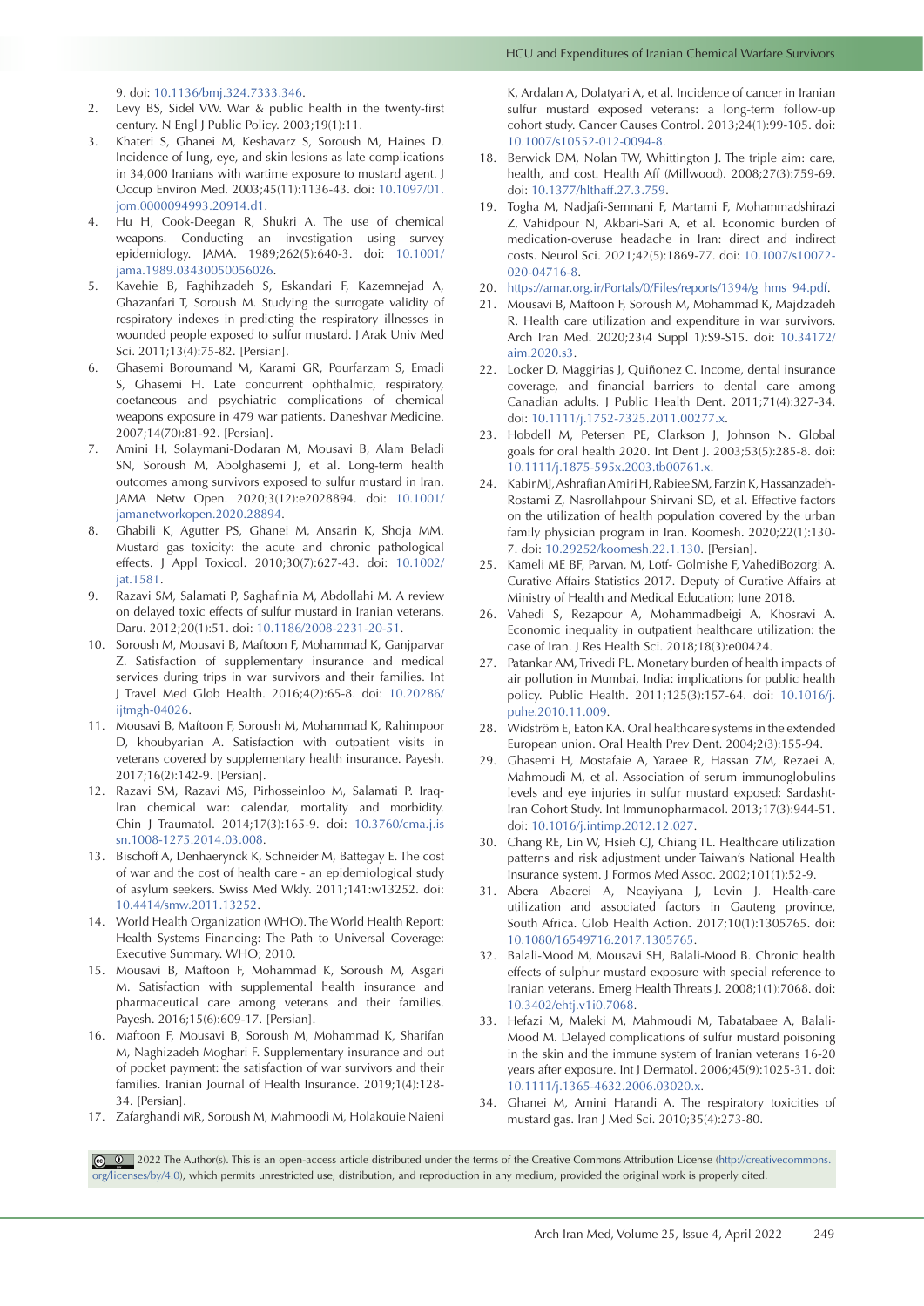9. doi: 10.1136/bmj.324.7333.346.
2. Levy BS, Sidel VW. War & public health in the twenty-first century. N Engl J Public Policy. 2003;19(1):11.
3. Khateri S, Ghanei M, Keshavarz S, Soroush M, Haines D. Incidence of lung, eye, and skin lesions as late complications in 34,000 Iranians with wartime exposure to mustard agent. J Occup Environ Med. 2003;45(11):1136-43. doi: 10.1097/01.jom.0000094993.20914.d1.
4. Hu H, Cook-Deegan R, Shukri A. The use of chemical weapons. Conducting an investigation using survey epidemiology. JAMA. 1989;262(5):640-3. doi: 10.1001/jama.1989.03430050056026.
5. Kavehie B, Faghihzadeh S, Eskandari F, Kazemnejad A, Ghazanfari T, Soroush M. Studying the surrogate validity of respiratory indexes in predicting the respiratory illnesses in wounded people exposed to sulfur mustard. J Arak Univ Med Sci. 2011;13(4):75-82. [Persian].
6. Ghasemi Boroumand M, Karami GR, Pourfarzam S, Emadi S, Ghasemi H. Late concurrent ophthalmic, respiratory, coetaneous and psychiatric complications of chemical weapons exposure in 479 war patients. Daneshvar Medicine. 2007;14(70):81-92. [Persian].
7. Amini H, Solaymani-Dodaran M, Mousavi B, Alam Beladi SN, Soroush M, Abolghasemi J, et al. Long-term health outcomes among survivors exposed to sulfur mustard in Iran. JAMA Netw Open. 2020;3(12):e2028894. doi: 10.1001/jamanetworkopen.2020.28894.
8. Ghabili K, Agutter PS, Ghanei M, Ansarin K, Shoja MM. Mustard gas toxicity: the acute and chronic pathological effects. J Appl Toxicol. 2010;30(7):627-43. doi: 10.1002/jat.1581.
9. Razavi SM, Salamati P, Saghafinia M, Abdollahi M. A review on delayed toxic effects of sulfur mustard in Iranian veterans. Daru. 2012;20(1):51. doi: 10.1186/2008-2231-20-51.
10. Soroush M, Mousavi B, Maftoon F, Mohammad K, Ganjparvar Z. Satisfaction of supplementary insurance and medical services during trips in war survivors and their families. Int J Travel Med Glob Health. 2016;4(2):65-8. doi: 10.20286/ijtmgh-04026.
11. Mousavi B, Maftoon F, Soroush M, Mohammad K, Rahimpoor D, khoubyarian A. Satisfaction with outpatient visits in veterans covered by supplementary health insurance. Payesh. 2017;16(2):142-9. [Persian].
12. Razavi SM, Razavi MS, Pirhosseinloo M, Salamati P. Iraq-Iran chemical war: calendar, mortality and morbidity. Chin J Traumatol. 2014;17(3):165-9. doi: 10.3760/cma.j.issn.1008-1275.2014.03.008.
13. Bischoff A, Denhaerynck K, Schneider M, Battegay E. The cost of war and the cost of health care - an epidemiological study of asylum seekers. Swiss Med Wkly. 2011;141:w13252. doi: 10.4414/smw.2011.13252.
14. World Health Organization (WHO). The World Health Report: Health Systems Financing: The Path to Universal Coverage: Executive Summary. WHO; 2010.
15. Mousavi B, Maftoon F, Mohammad K, Soroush M, Asgari M. Satisfaction with supplemental health insurance and pharmaceutical care among veterans and their families. Payesh. 2016;15(6):609-17. [Persian].
16. Maftoon F, Mousavi B, Soroush M, Mohammad K, Sharifan M, Naghizadeh Moghari F. Supplementary insurance and out of pocket payment: the satisfaction of war survivors and their families. Iranian Journal of Health Insurance. 2019;1(4):128-34. [Persian].
17. Zafarghandi MR, Soroush M, Mahmoodi M, Holakouie Naieni K, Ardalan A, Dolatyari A, et al. Incidence of cancer in Iranian sulfur mustard exposed veterans: a long-term follow-up cohort study. Cancer Causes Control. 2013;24(1):99-105. doi: 10.1007/s10552-012-0094-8.
18. Berwick DM, Nolan TW, Whittington J. The triple aim: care, health, and cost. Health Aff (Millwood). 2008;27(3):759-69. doi: 10.1377/hlthaff.27.3.759.
19. Togha M, Nadjafi-Semnani F, Martami F, Mohammadshirazi Z, Vahidpour N, Akbari-Sari A, et al. Economic burden of medication-overuse headache in Iran: direct and indirect costs. Neurol Sci. 2021;42(5):1869-77. doi: 10.1007/s10072-020-04716-8.
20. https://amar.org.ir/Portals/0/Files/reports/1394/g_hms_94.pdf.
21. Mousavi B, Maftoon F, Soroush M, Mohammad K, Majdzadeh R. Health care utilization and expenditure in war survivors. Arch Iran Med. 2020;23(4 Suppl 1):S9-S15. doi: 10.34172/aim.2020.s3.
22. Locker D, Maggirias J, Quiñonez C. Income, dental insurance coverage, and financial barriers to dental care among Canadian adults. J Public Health Dent. 2011;71(4):327-34. doi: 10.1111/j.1752-7325.2011.00277.x.
23. Hobdell M, Petersen PE, Clarkson J, Johnson N. Global goals for oral health 2020. Int Dent J. 2003;53(5):285-8. doi: 10.1111/j.1875-595x.2003.tb00761.x.
24. Kabir MJ, Ashrafian Amiri H, Rabiee SM, Farzin K, Hassanzadeh-Rostami Z, Nasrollahpour Shirvani SD, et al. Effective factors on the utilization of health population covered by the urban family physician program in Iran. Koomesh. 2020;22(1):130-7. doi: 10.29252/koomesh.22.1.130. [Persian].
25. Kameli ME BF, Parvan, M, Lotf- Golmishe F, VahediBozorgi A. Curative Affairs Statistics 2017. Deputy of Curative Affairs at Ministry of Health and Medical Education; June 2018.
26. Vahedi S, Rezapour A, Mohammadbeigi A, Khosravi A. Economic inequality in outpatient healthcare utilization: the case of Iran. J Res Health Sci. 2018;18(3):e00424.
27. Patankar AM, Trivedi PL. Monetary burden of health impacts of air pollution in Mumbai, India: implications for public health policy. Public Health. 2011;125(3):157-64. doi: 10.1016/j.puhe.2010.11.009.
28. Widström E, Eaton KA. Oral healthcare systems in the extended European union. Oral Health Prev Dent. 2004;2(3):155-94.
29. Ghasemi H, Mostafaie A, Yaraee R, Hassan ZM, Rezaei A, Mahmoudi M, et al. Association of serum immunoglobulins levels and eye injuries in sulfur mustard exposed: Sardasht-Iran Cohort Study. Int Immunopharmacol. 2013;17(3):944-51. doi: 10.1016/j.intimp.2012.12.027.
30. Chang RE, Lin W, Hsieh CJ, Chiang TL. Healthcare utilization patterns and risk adjustment under Taiwan's National Health Insurance system. J Formos Med Assoc. 2002;101(1):52-9.
31. Abera Abaerei A, Ncayiyana J, Levin J. Health-care utilization and associated factors in Gauteng province, South Africa. Glob Health Action. 2017;10(1):1305765. doi: 10.1080/16549716.2017.1305765.
32. Balali-Mood M, Mousavi SH, Balali-Mood B. Chronic health effects of sulphur mustard exposure with special reference to Iranian veterans. Emerg Health Threats J. 2008;1(1):7068. doi: 10.3402/ehtj.v1i0.7068.
33. Hefazi M, Maleki M, Mahmoudi M, Tabatabaee A, Balali-Mood M. Delayed complications of sulfur mustard poisoning in the skin and the immune system of Iranian veterans 16-20 years after exposure. Int J Dermatol. 2006;45(9):1025-31. doi: 10.1111/j.1365-4632.2006.03020.x.
34. Ghanei M, Amini Harandi A. The respiratory toxicities of mustard gas. Iran J Med Sci. 2010;35(4):273-80.

© 2022 The Author(s). This is an open-access article distributed under the terms of the Creative Commons Attribution License (http://creativecommons.org/licenses/by/4.0), which permits unrestricted use, distribution, and reproduction in any medium, provided the original work is properly cited.